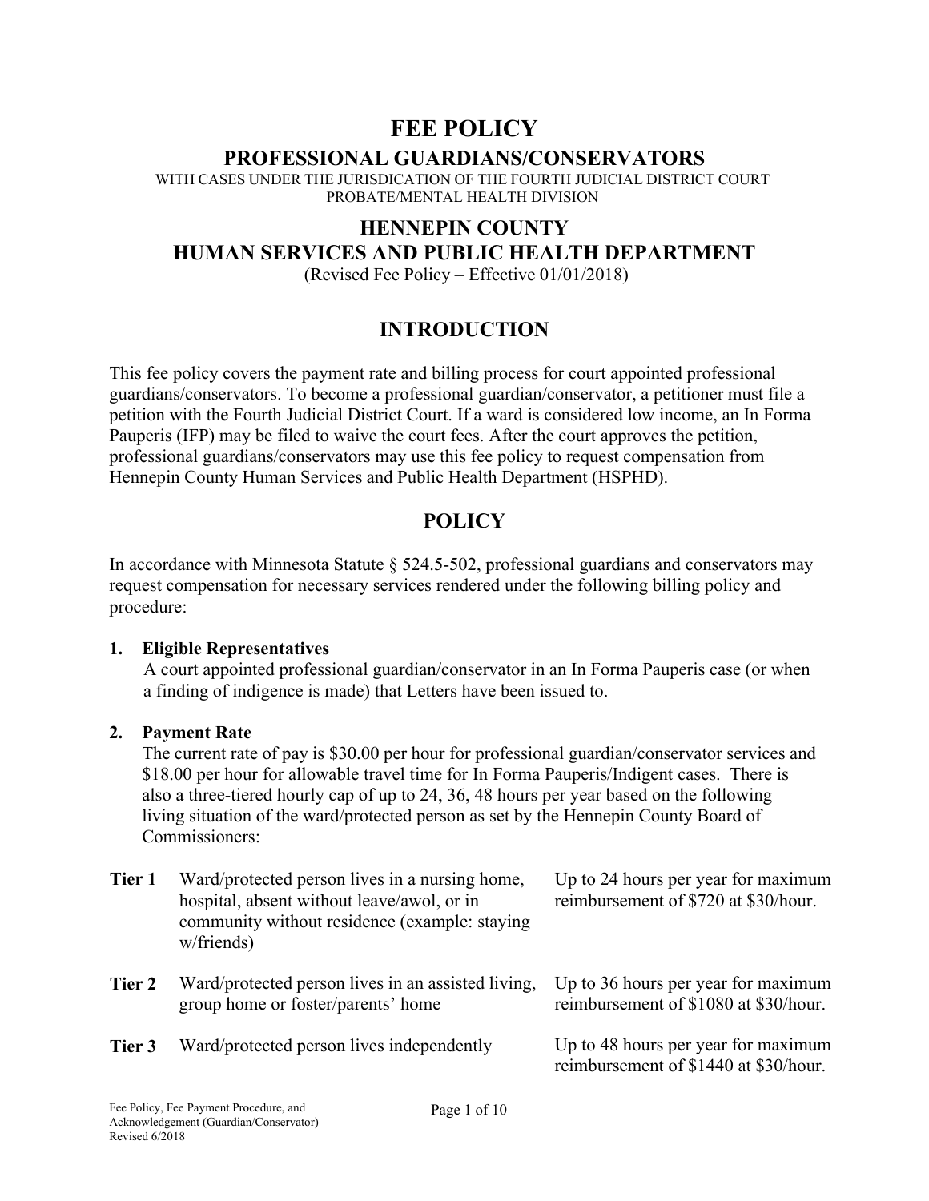# FEE POLICY

## PROFESSIONAL GUARDIANS/CONSERVATORS

WITH CASES UNDER THE JURISDICATION OF THE FOURTH JUDICIAL DISTRICT COURT
PROBATE/MENTAL HEALTH DIVISION

## HENNEPIN COUNTY
## HUMAN SERVICES AND PUBLIC HEALTH DEPARTMENT

(Revised Fee Policy – Effective 01/01/2018)

## INTRODUCTION

This fee policy covers the payment rate and billing process for court appointed professional guardians/conservators. To become a professional guardian/conservator, a petitioner must file a petition with the Fourth Judicial District Court. If a ward is considered low income, an In Forma Pauperis (IFP) may be filed to waive the court fees. After the court approves the petition, professional guardians/conservators may use this fee policy to request compensation from Hennepin County Human Services and Public Health Department (HSPHD).

## POLICY

In accordance with Minnesota Statute § 524.5-502, professional guardians and conservators may request compensation for necessary services rendered under the following billing policy and procedure:

1. **Eligible Representatives**
   A court appointed professional guardian/conservator in an In Forma Pauperis case (or when a finding of indigence is made) that Letters have been issued to.

2. **Payment Rate**
   The current rate of pay is $30.00 per hour for professional guardian/conservator services and $18.00 per hour for allowable travel time for In Forma Pauperis/Indigent cases. There is also a three-tiered hourly cap of up to 24, 36, 48 hours per year based on the following living situation of the ward/protected person as set by the Hennepin County Board of Commissioners:

| | | |
|---|---|---|
| **Tier 1** | Ward/protected person lives in a nursing home, hospital, absent without leave/awol, or in community without residence (example: staying w/friends) | Up to 24 hours per year for maximum reimbursement of $720 at $30/hour. |
| **Tier 2** | Ward/protected person lives in an assisted living, group home or foster/parents' home | Up to 36 hours per year for maximum reimbursement of $1080 at $30/hour. |
| **Tier 3** | Ward/protected person lives independently | Up to 48 hours per year for maximum reimbursement of $1440 at $30/hour. |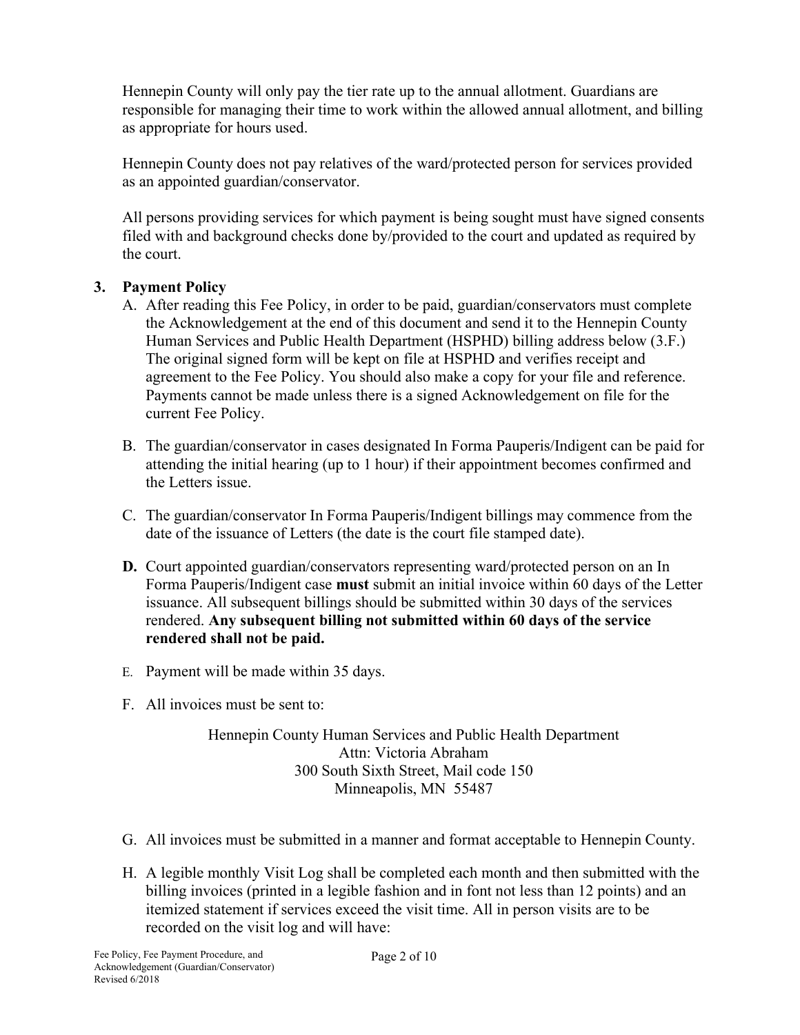Hennepin County will only pay the tier rate up to the annual allotment. Guardians are responsible for managing their time to work within the allowed annual allotment, and billing as appropriate for hours used.

Hennepin County does not pay relatives of the ward/protected person for services provided as an appointed guardian/conservator.

All persons providing services for which payment is being sought must have signed consents filed with and background checks done by/provided to the court and updated as required by the court.

## 3. Payment Policy

A. After reading this Fee Policy, in order to be paid, guardian/conservators must complete the Acknowledgement at the end of this document and send it to the Hennepin County Human Services and Public Health Department (HSPHD) billing address below (3.F.) The original signed form will be kept on file at HSPHD and verifies receipt and agreement to the Fee Policy. You should also make a copy for your file and reference. Payments cannot be made unless there is a signed Acknowledgement on file for the current Fee Policy.

B. The guardian/conservator in cases designated In Forma Pauperis/Indigent can be paid for attending the initial hearing (up to 1 hour) if their appointment becomes confirmed and the Letters issue.

C. The guardian/conservator In Forma Pauperis/Indigent billings may commence from the date of the issuance of Letters (the date is the court file stamped date).

**D.** Court appointed guardian/conservators representing ward/protected person on an In Forma Pauperis/Indigent case **must** submit an initial invoice within 60 days of the Letter issuance. All subsequent billings should be submitted within 30 days of the services rendered. **Any subsequent billing not submitted within 60 days of the service rendered shall not be paid.**

E. Payment will be made within 35 days.

F. All invoices must be sent to:

Hennepin County Human Services and Public Health Department
Attn: Victoria Abraham
300 South Sixth Street, Mail code 150
Minneapolis, MN 55487

G. All invoices must be submitted in a manner and format acceptable to Hennepin County.

H. A legible monthly Visit Log shall be completed each month and then submitted with the billing invoices (printed in a legible fashion and in font not less than 12 points) and an itemized statement if services exceed the visit time. All in person visits are to be recorded on the visit log and will have: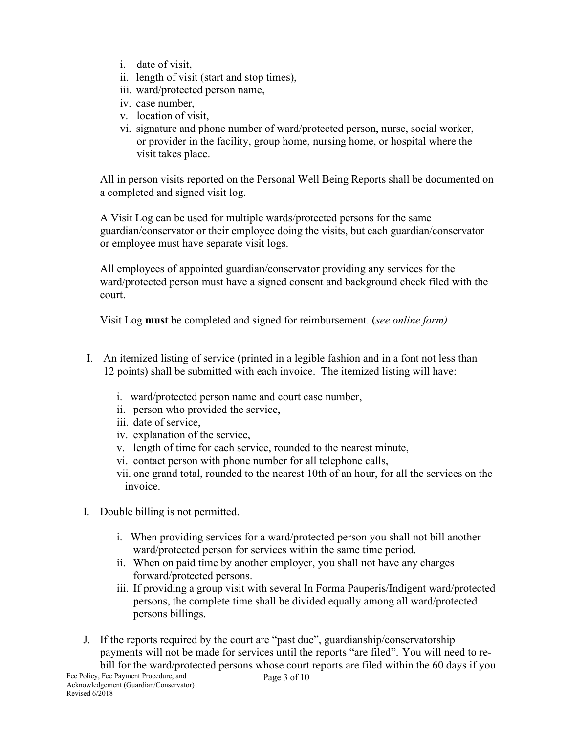i. date of visit,
ii. length of visit (start and stop times),
iii. ward/protected person name,
iv. case number,
v. location of visit,
vi. signature and phone number of ward/protected person, nurse, social worker, or provider in the facility, group home, nursing home, or hospital where the visit takes place.

All in person visits reported on the Personal Well Being Reports shall be documented on a completed and signed visit log.

A Visit Log can be used for multiple wards/protected persons for the same guardian/conservator or their employee doing the visits, but each guardian/conservator or employee must have separate visit logs.

All employees of appointed guardian/conservator providing any services for the ward/protected person must have a signed consent and background check filed with the court.

Visit Log **must** be completed and signed for reimbursement. (*see online form)*

I. An itemized listing of service (printed in a legible fashion and in a font not less than 12 points) shall be submitted with each invoice. The itemized listing will have:

   i. ward/protected person name and court case number,
   ii. person who provided the service,
   iii. date of service,
   iv. explanation of the service,
   v. length of time for each service, rounded to the nearest minute,
   vi. contact person with phone number for all telephone calls,
   vii. one grand total, rounded to the nearest 10th of an hour, for all the services on the invoice.

I. Double billing is not permitted.

   i. When providing services for a ward/protected person you shall not bill another ward/protected person for services within the same time period.
   ii. When on paid time by another employer, you shall not have any charges forward/protected persons.
   iii. If providing a group visit with several In Forma Pauperis/Indigent ward/protected persons, the complete time shall be divided equally among all ward/protected persons billings.

J. If the reports required by the court are "past due", guardianship/conservatorship payments will not be made for services until the reports "are filed". You will need to re-bill for the ward/protected persons whose court reports are filed within the 60 days if you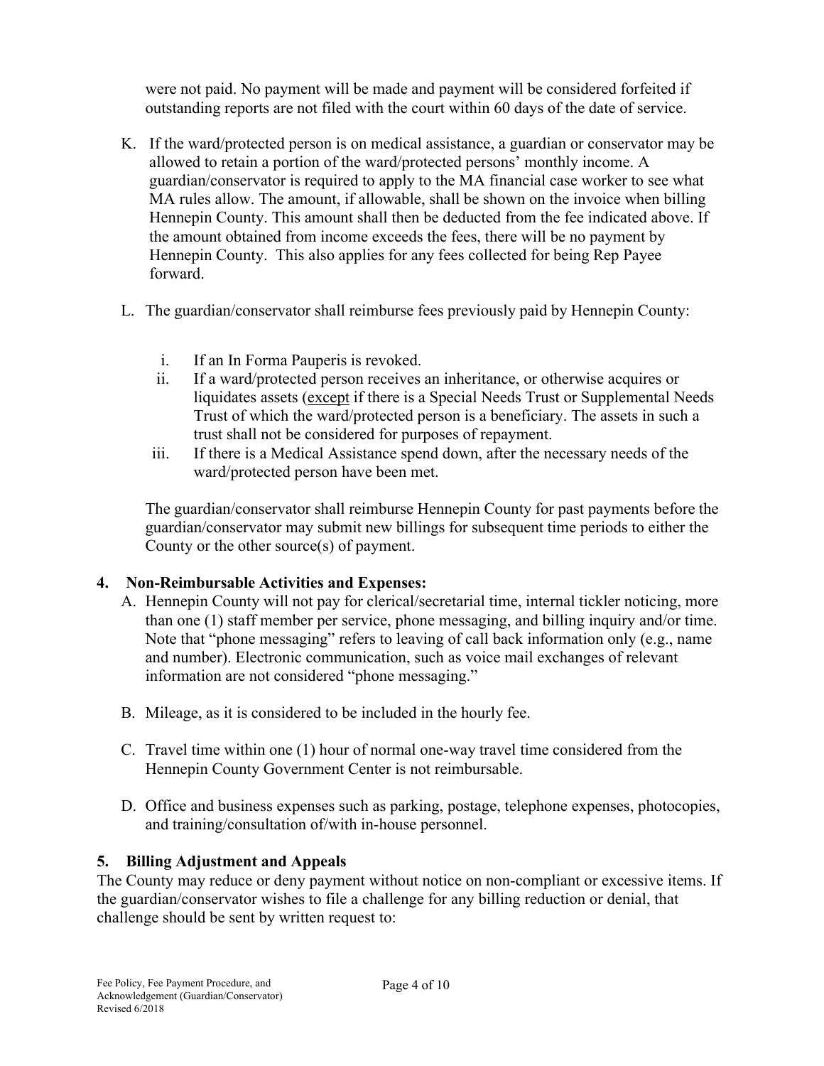were not paid. No payment will be made and payment will be considered forfeited if outstanding reports are not filed with the court within 60 days of the date of service.

K. If the ward/protected person is on medical assistance, a guardian or conservator may be allowed to retain a portion of the ward/protected persons' monthly income. A guardian/conservator is required to apply to the MA financial case worker to see what MA rules allow. The amount, if allowable, shall be shown on the invoice when billing Hennepin County. This amount shall then be deducted from the fee indicated above. If the amount obtained from income exceeds the fees, there will be no payment by Hennepin County. This also applies for any fees collected for being Rep Payee forward.

L. The guardian/conservator shall reimburse fees previously paid by Hennepin County:

   i. If an In Forma Pauperis is revoked.
   ii. If a ward/protected person receives an inheritance, or otherwise acquires or liquidates assets (<u>except</u> if there is a Special Needs Trust or Supplemental Needs Trust of which the ward/protected person is a beneficiary. The assets in such a trust shall not be considered for purposes of repayment.
   iii. If there is a Medical Assistance spend down, after the necessary needs of the ward/protected person have been met.

   The guardian/conservator shall reimburse Hennepin County for past payments before the guardian/conservator may submit new billings for subsequent time periods to either the County or the other source(s) of payment.

## 4. Non-Reimbursable Activities and Expenses:

A. Hennepin County will not pay for clerical/secretarial time, internal tickler noticing, more than one (1) staff member per service, phone messaging, and billing inquiry and/or time. Note that "phone messaging" refers to leaving of call back information only (e.g., name and number). Electronic communication, such as voice mail exchanges of relevant information are not considered "phone messaging."

B. Mileage, as it is considered to be included in the hourly fee.

C. Travel time within one (1) hour of normal one-way travel time considered from the Hennepin County Government Center is not reimbursable.

D. Office and business expenses such as parking, postage, telephone expenses, photocopies, and training/consultation of/with in-house personnel.

## 5. Billing Adjustment and Appeals

The County may reduce or deny payment without notice on non-compliant or excessive items. If the guardian/conservator wishes to file a challenge for any billing reduction or denial, that challenge should be sent by written request to: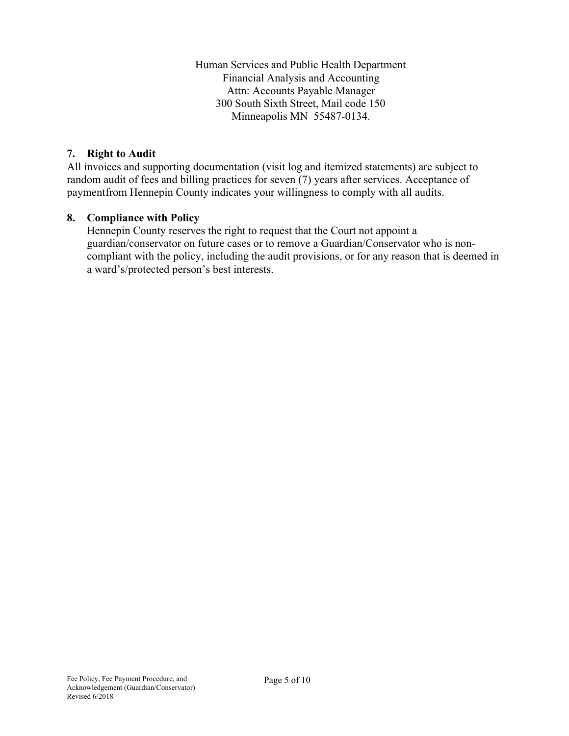Human Services and Public Health Department
Financial Analysis and Accounting
Attn: Accounts Payable Manager
300 South Sixth Street, Mail code 150
Minneapolis MN 55487-0134.

### 7. Right to Audit

All invoices and supporting documentation (visit log and itemized statements) are subject to random audit of fees and billing practices for seven (7) years after services. Acceptance of paymentfrom Hennepin County indicates your willingness to comply with all audits.

### 8. Compliance with Policy

Hennepin County reserves the right to request that the Court not appoint a guardian/conservator on future cases or to remove a Guardian/Conservator who is non-compliant with the policy, including the audit provisions, or for any reason that is deemed in a ward's/protected person's best interests.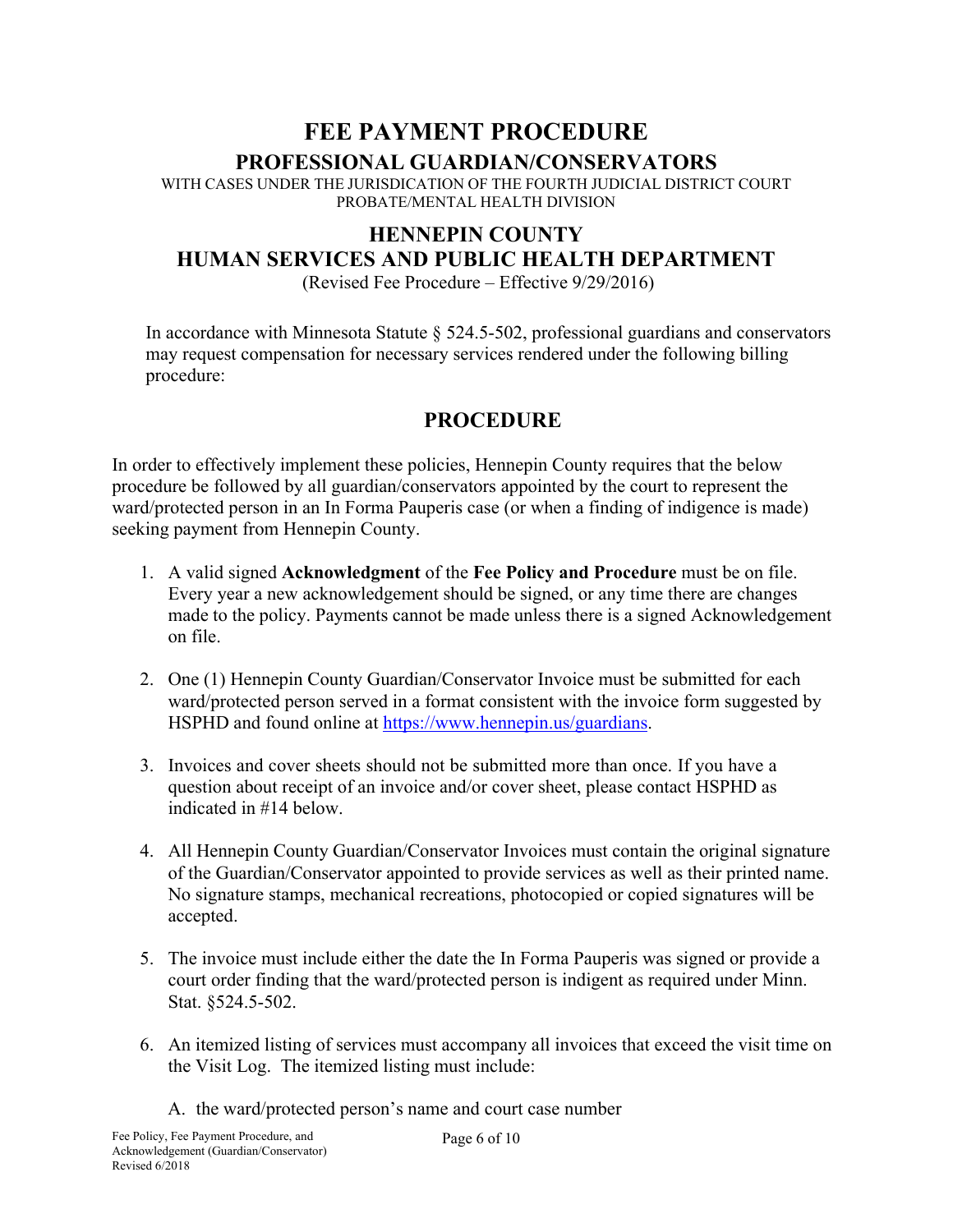# FEE PAYMENT PROCEDURE

## PROFESSIONAL GUARDIAN/CONSERVATORS

WITH CASES UNDER THE JURISDICATION OF THE FOURTH JUDICIAL DISTRICT COURT
PROBATE/MENTAL HEALTH DIVISION

## HENNEPIN COUNTY
## HUMAN SERVICES AND PUBLIC HEALTH DEPARTMENT

(Revised Fee Procedure – Effective 9/29/2016)

In accordance with Minnesota Statute § 524.5-502, professional guardians and conservators may request compensation for necessary services rendered under the following billing procedure:

## PROCEDURE

In order to effectively implement these policies, Hennepin County requires that the below procedure be followed by all guardian/conservators appointed by the court to represent the ward/protected person in an In Forma Pauperis case (or when a finding of indigence is made) seeking payment from Hennepin County.

1. A valid signed **Acknowledgment** of the **Fee Policy and Procedure** must be on file. Every year a new acknowledgement should be signed, or any time there are changes made to the policy. Payments cannot be made unless there is a signed Acknowledgement on file.

2. One (1) Hennepin County Guardian/Conservator Invoice must be submitted for each ward/protected person served in a format consistent with the invoice form suggested by HSPHD and found online at [https://www.hennepin.us/guardians](https://www.hennepin.us/guardians).

3. Invoices and cover sheets should not be submitted more than once. If you have a question about receipt of an invoice and/or cover sheet, please contact HSPHD as indicated in #14 below.

4. All Hennepin County Guardian/Conservator Invoices must contain the original signature of the Guardian/Conservator appointed to provide services as well as their printed name. No signature stamps, mechanical recreations, photocopied or copied signatures will be accepted.

5. The invoice must include either the date the In Forma Pauperis was signed or provide a court order finding that the ward/protected person is indigent as required under Minn. Stat. §524.5-502.

6. An itemized listing of services must accompany all invoices that exceed the visit time on the Visit Log. The itemized listing must include:

   A. the ward/protected person's name and court case number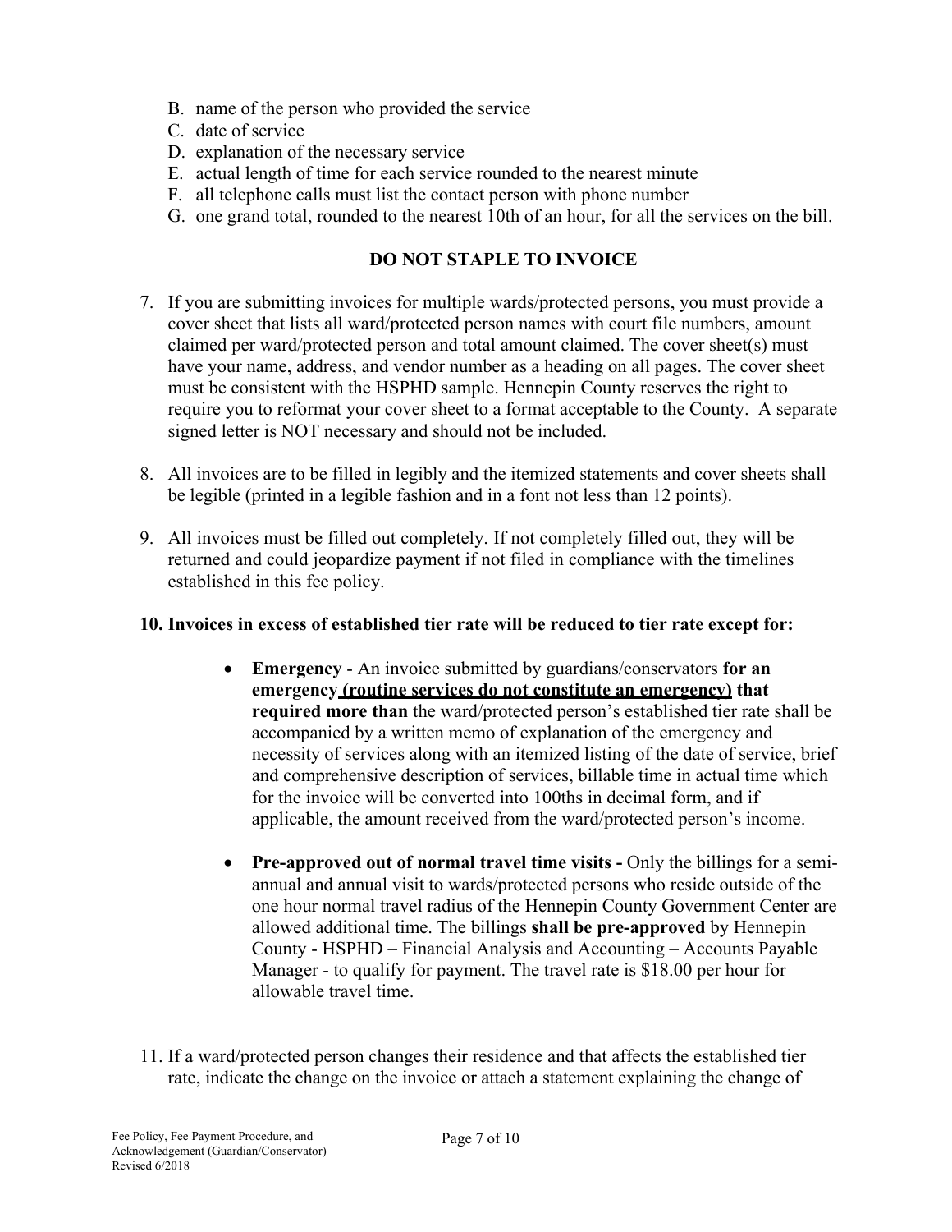B. name of the person who provided the service
C. date of service
D. explanation of the necessary service
E. actual length of time for each service rounded to the nearest minute
F. all telephone calls must list the contact person with phone number
G. one grand total, rounded to the nearest 10th of an hour, for all the services on the bill.

**DO NOT STAPLE TO INVOICE**

7. If you are submitting invoices for multiple wards/protected persons, you must provide a cover sheet that lists all ward/protected person names with court file numbers, amount claimed per ward/protected person and total amount claimed. The cover sheet(s) must have your name, address, and vendor number as a heading on all pages. The cover sheet must be consistent with the HSPHD sample. Hennepin County reserves the right to require you to reformat your cover sheet to a format acceptable to the County. A separate signed letter is NOT necessary and should not be included.

8. All invoices are to be filled in legibly and the itemized statements and cover sheets shall be legible (printed in a legible fashion and in a font not less than 12 points).

9. All invoices must be filled out completely. If not completely filled out, they will be returned and could jeopardize payment if not filed in compliance with the timelines established in this fee policy.

**10. Invoices in excess of established tier rate will be reduced to tier rate except for:**

- **Emergency** - An invoice submitted by guardians/conservators **for an emergency <u>(routine services do not constitute an emergency)</u> that required more than** the ward/protected person's established tier rate shall be accompanied by a written memo of explanation of the emergency and necessity of services along with an itemized listing of the date of service, brief and comprehensive description of services, billable time in actual time which for the invoice will be converted into 100ths in decimal form, and if applicable, the amount received from the ward/protected person's income.

- **Pre-approved out of normal travel time visits -** Only the billings for a semi-annual and annual visit to wards/protected persons who reside outside of the one hour normal travel radius of the Hennepin County Government Center are allowed additional time. The billings **shall be pre-approved** by Hennepin County - HSPHD – Financial Analysis and Accounting – Accounts Payable Manager - to qualify for payment. The travel rate is $18.00 per hour for allowable travel time.

11. If a ward/protected person changes their residence and that affects the established tier rate, indicate the change on the invoice or attach a statement explaining the change of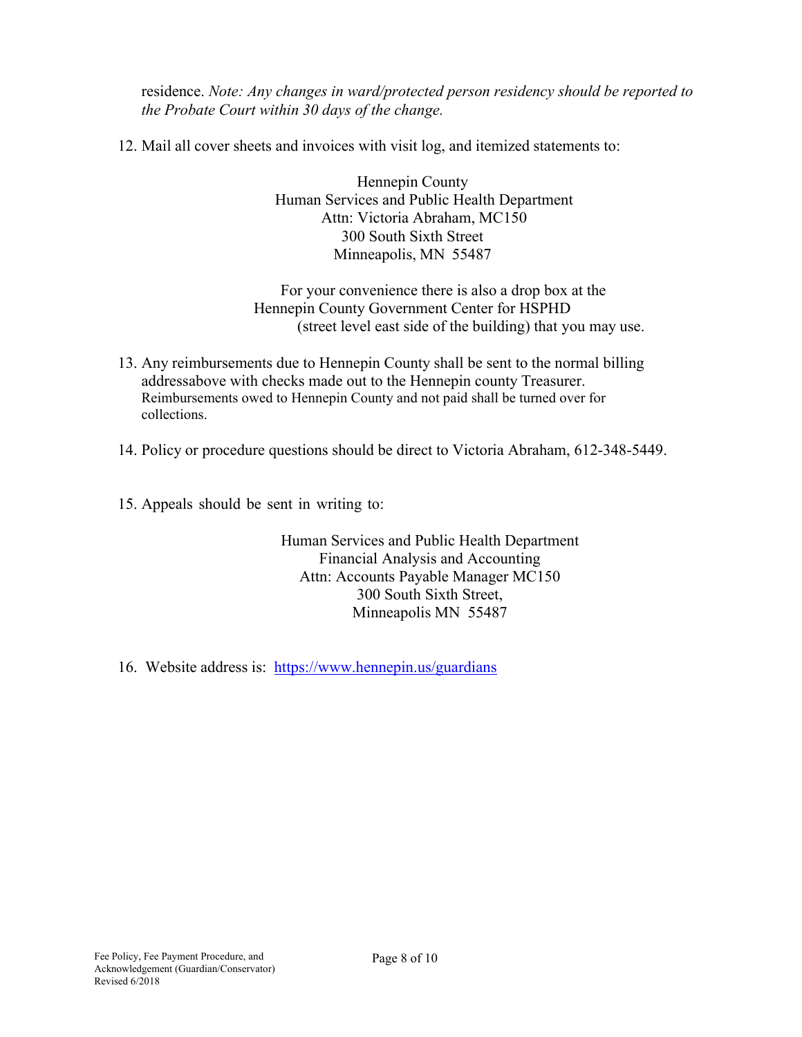residence. *Note: Any changes in ward/protected person residency should be reported to the Probate Court within 30 days of the change.*

12. Mail all cover sheets and invoices with visit log, and itemized statements to:

    Hennepin County
    Human Services and Public Health Department
    Attn: Victoria Abraham, MC150
    300 South Sixth Street
    Minneapolis, MN 55487

    For your convenience there is also a drop box at the Hennepin County Government Center for HSPHD (street level east side of the building) that you may use.

13. Any reimbursements due to Hennepin County shall be sent to the normal billing addressabove with checks made out to the Hennepin county Treasurer. Reimbursements owed to Hennepin County and not paid shall be turned over for collections.

14. Policy or procedure questions should be direct to Victoria Abraham, 612-348-5449.

15. Appeals should be sent in writing to:

    Human Services and Public Health Department
    Financial Analysis and Accounting
    Attn: Accounts Payable Manager MC150
    300 South Sixth Street,
    Minneapolis MN 55487

16. Website address is: https://www.hennepin.us/guardians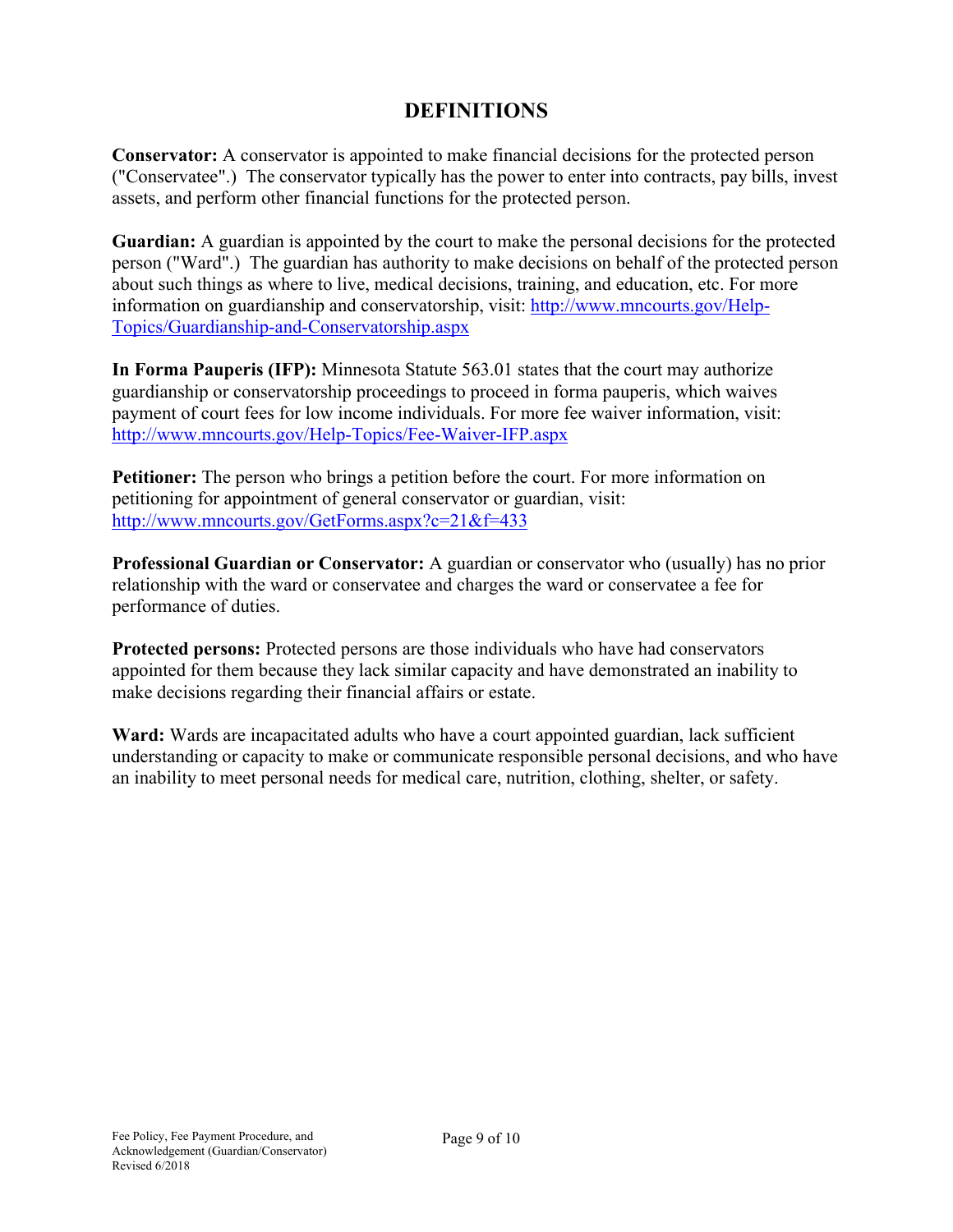# DEFINITIONS

**Conservator:** A conservator is appointed to make financial decisions for the protected person ("Conservatee".) The conservator typically has the power to enter into contracts, pay bills, invest assets, and perform other financial functions for the protected person.

**Guardian:** A guardian is appointed by the court to make the personal decisions for the protected person ("Ward".) The guardian has authority to make decisions on behalf of the protected person about such things as where to live, medical decisions, training, and education, etc. For more information on guardianship and conservatorship, visit: [http://www.mncourts.gov/Help-Topics/Guardianship-and-Conservatorship.aspx](http://www.mncourts.gov/Help-Topics/Guardianship-and-Conservatorship.aspx)

**In Forma Pauperis (IFP):** Minnesota Statute 563.01 states that the court may authorize guardianship or conservatorship proceedings to proceed in forma pauperis, which waives payment of court fees for low income individuals. For more fee waiver information, visit: [http://www.mncourts.gov/Help-Topics/Fee-Waiver-IFP.aspx](http://www.mncourts.gov/Help-Topics/Fee-Waiver-IFP.aspx)

**Petitioner:** The person who brings a petition before the court. For more information on petitioning for appointment of general conservator or guardian, visit: [http://www.mncourts.gov/GetForms.aspx?c=21&f=433](http://www.mncourts.gov/GetForms.aspx?c=21&f=433)

**Professional Guardian or Conservator:** A guardian or conservator who (usually) has no prior relationship with the ward or conservatee and charges the ward or conservatee a fee for performance of duties.

**Protected persons:** Protected persons are those individuals who have had conservators appointed for them because they lack similar capacity and have demonstrated an inability to make decisions regarding their financial affairs or estate.

**Ward:** Wards are incapacitated adults who have a court appointed guardian, lack sufficient understanding or capacity to make or communicate responsible personal decisions, and who have an inability to meet personal needs for medical care, nutrition, clothing, shelter, or safety.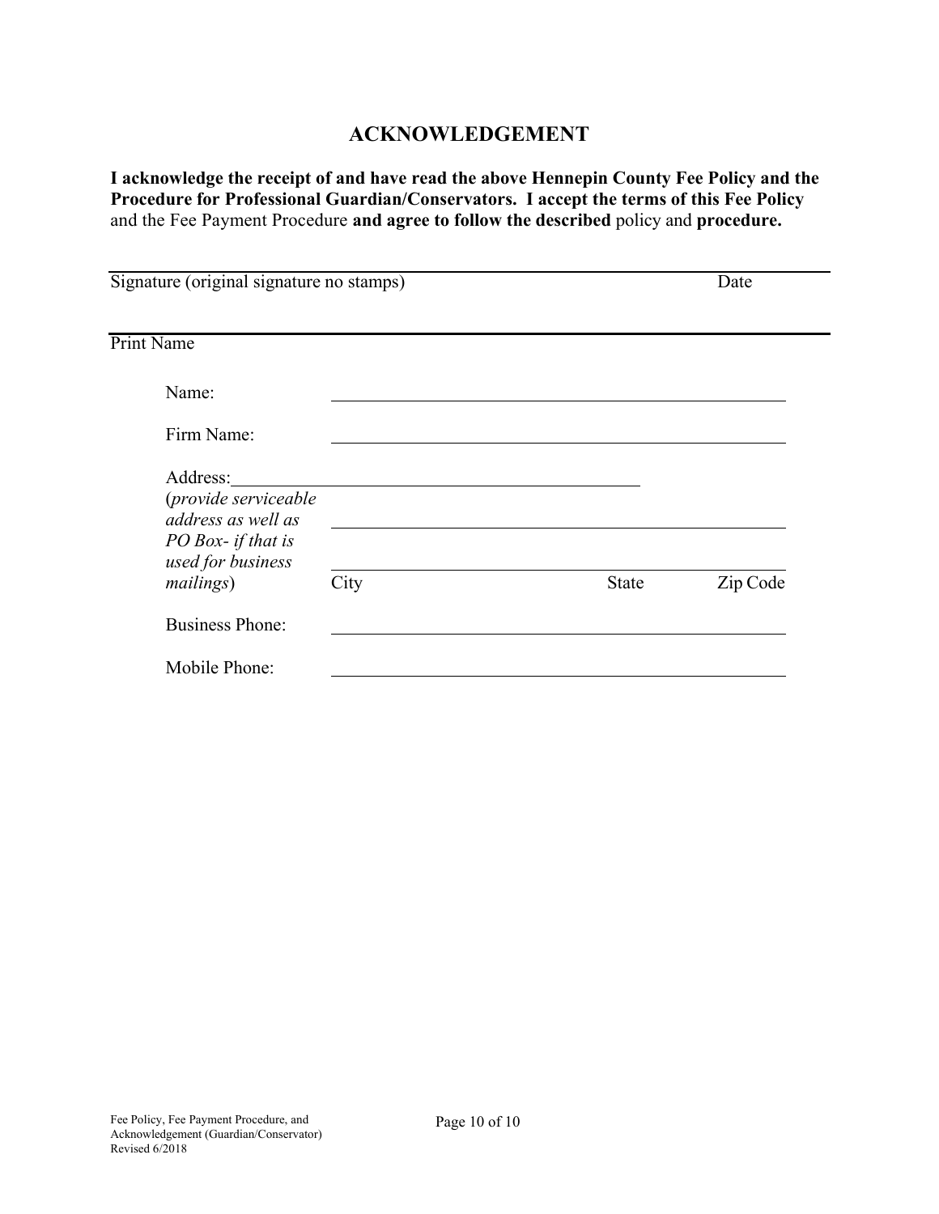# ACKNOWLEDGEMENT

**I acknowledge the receipt of and have read the above Hennepin County Fee Policy and the Procedure for Professional Guardian/Conservators. I accept the terms of this Fee Policy** and the Fee Payment Procedure **and agree to follow the described** policy and **procedure.**

______________________________________________________________________________

Signature (original signature no stamps) Date

______________________________________________________________________________

Print Name

Name: ________________________________________________

Firm Name: ________________________________________________

Address: ________________________________________________

(*provide serviceable address as well as PO Box- if that is used for business mailings*)

________________________________________________

________________________________________________

City State Zip Code

Business Phone: ________________________________________________

Mobile Phone: ________________________________________________

Fee Policy, Fee Payment Procedure, and Acknowledgement (Guardian/Conservator)
Revised 6/2018